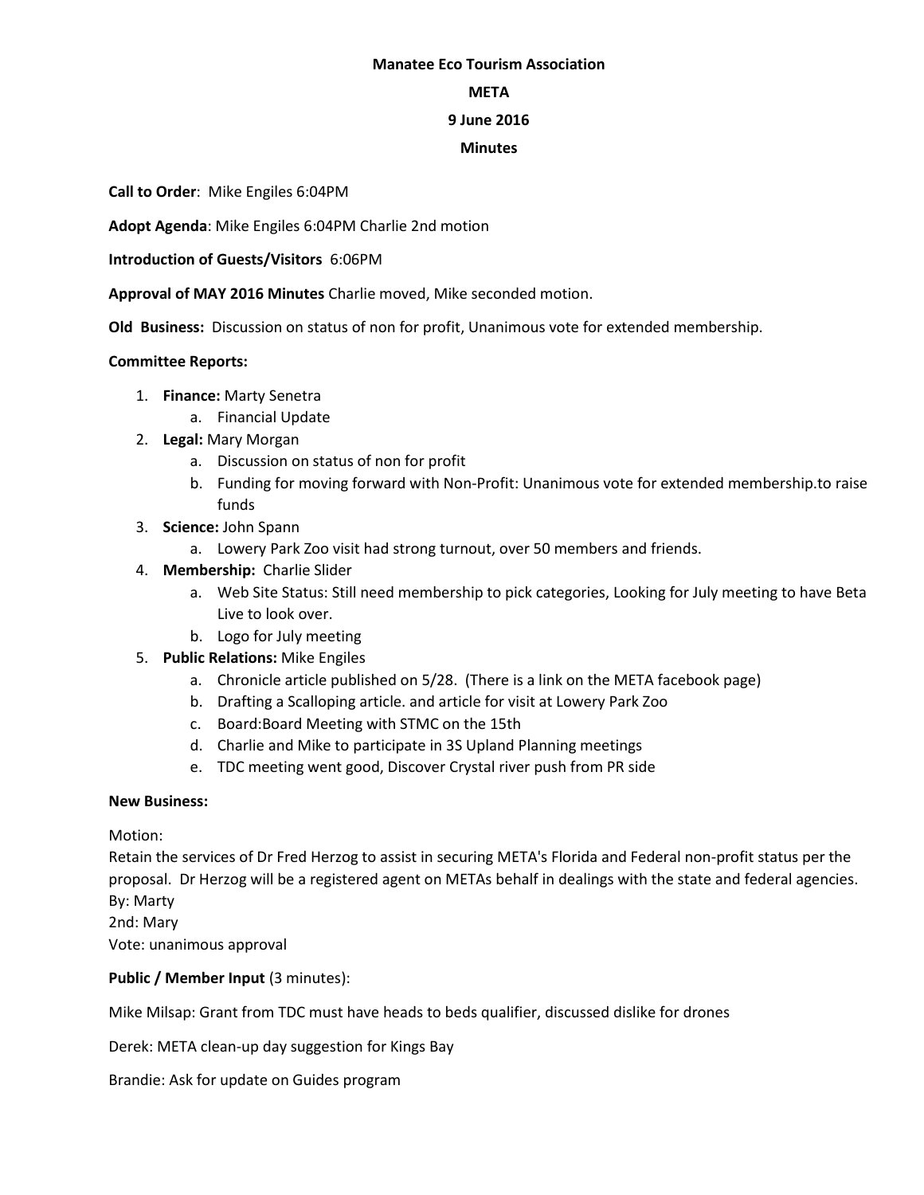**Manatee Eco Tourism Association**

**META**

**9 June 2016**

**Minutes**

**Call to Order**: Mike Engiles 6:04PM

**Adopt Agenda**: Mike Engiles 6:04PM Charlie 2nd motion

**Introduction of Guests/Visitors** 6:06PM

**Approval of MAY 2016 Minutes** Charlie moved, Mike seconded motion.

**Old Business:** Discussion on status of non for profit, Unanimous vote for extended membership.

**Committee Reports:**

1. **Finance:** Marty Senetra
    a. Financial Update
2. **Legal:** Mary Morgan
    a. Discussion on status of non for profit
    b. Funding for moving forward with Non-Profit: Unanimous vote for extended membership.to raise funds
3. **Science:** John Spann
    a. Lowery Park Zoo visit had strong turnout, over 50 members and friends.
4. **Membership:** Charlie Slider
    a. Web Site Status: Still need membership to pick categories, Looking for July meeting to have Beta Live to look over.
    b. Logo for July meeting
5. **Public Relations:** Mike Engiles
    a. Chronicle article published on 5/28. (There is a link on the META facebook page)
    b. Drafting a Scalloping article. and article for visit at Lowery Park Zoo
    c. Board:Board Meeting with STMC on the 15th
    d. Charlie and Mike to participate in 3S Upland Planning meetings
    e. TDC meeting went good, Discover Crystal river push from PR side

**New Business:**

Motion:
Retain the services of Dr Fred Herzog to assist in securing META's Florida and Federal non-profit status per the proposal. Dr Herzog will be a registered agent on METAs behalf in dealings with the state and federal agencies.
By: Marty
2nd: Mary
Vote: unanimous approval

**Public / Member Input** (3 minutes):

Mike Milsap: Grant from TDC must have heads to beds qualifier, discussed dislike for drones

Derek: META clean-up day suggestion for Kings Bay

Brandie: Ask for update on Guides program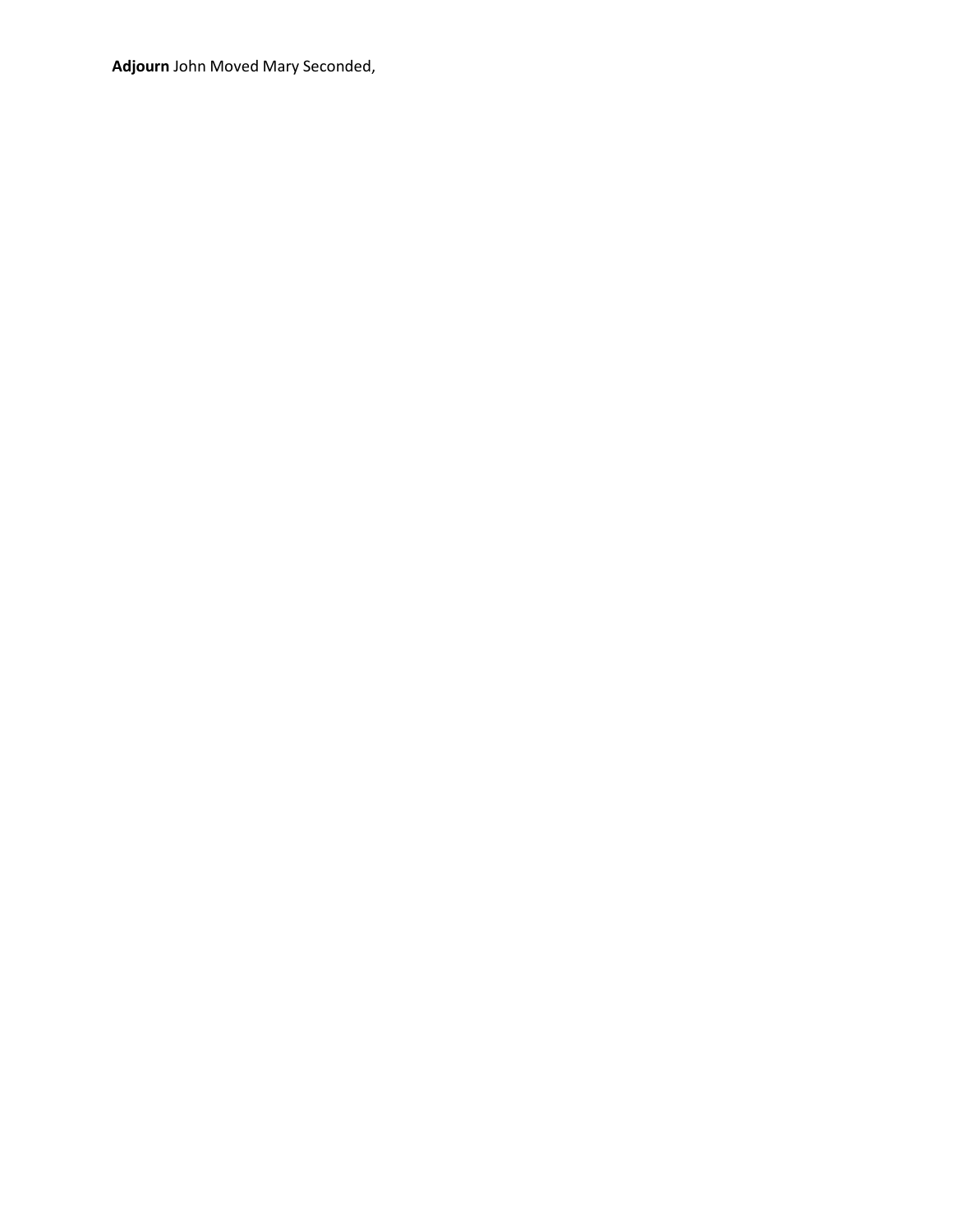**Adjourn** John Moved Mary Seconded,